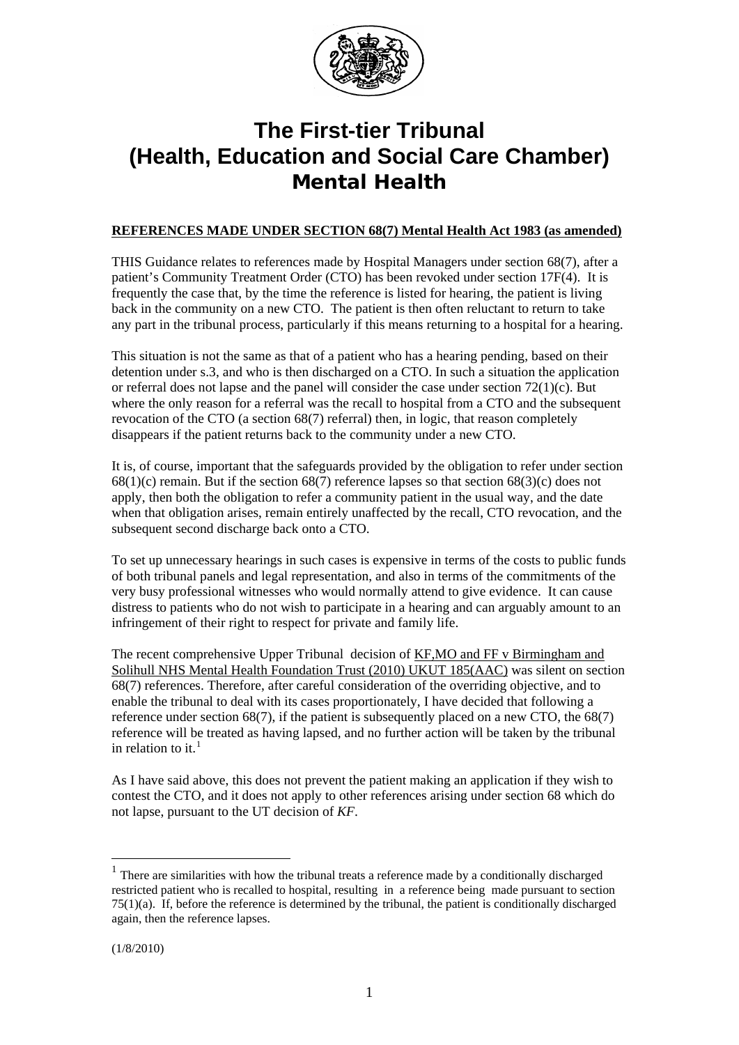# The First-tier Tribunal (Health, Education and Social Care Chamber) Mental Health

**REFERENCES MADE UNDER SECTION 68(7) Mental Health Act 1983 (as amended)**

THIS Guidance relates to references made by Hospital Managers under section 68(7), after a patient's Community Treatment Order (CTO) has been revoked under section 17F(4). It is frequently the case that, by the time the reference is listed for hearing, the patient is living back in the community on a new CTO. The patient is then often reluctant to return to take any part in the tribunal process, particularly if this means returning to a hospital for a hearing.

This situation is not the same as that of a patient who has a hearing pending, based on their detention under s.3, and who is then discharged on a CTO. In such a situation the application or referral does not lapse and the panel will consider the case under section 72(1)(c). But where the only reason for a referral was the recall to hospital from a CTO and the subsequent revocation of the CTO (a section 68(7) referral) then, in logic, that reason completely disappears if the patient returns back to the community under a new CTO.

It is, of course, important that the safeguards provided by the obligation to refer under section 68(1)(c) remain. But if the section 68(7) reference lapses so that section 68(3)(c) does not apply, then both the obligation to refer a community patient in the usual way, and the date when that obligation arises, remain entirely unaffected by the recall, CTO revocation, and the subsequent second discharge back onto a CTO.

To set up unnecessary hearings in such cases is expensive in terms of the costs to public funds of both tribunal panels and legal representation, and also in terms of the commitments of the very busy professional witnesses who would normally attend to give evidence. It can cause distress to patients who do not wish to participate in a hearing and can arguably amount to an infringement of their right to respect for private and family life.

The recent comprehensive Upper Tribunal decision of KF,MO and FF v Birmingham and Solihull NHS Mental Health Foundation Trust (2010) UKUT 185(AAC) was silent on section 68(7) references. Therefore, after careful consideration of the overriding objective, and to enable the tribunal to deal with its cases proportionately, I have decided that following a reference under section 68(7), if the patient is subsequently placed on a new CTO, the 68(7) reference will be treated as having lapsed, and no further action will be taken by the tribunal in relation to it.[1]

As I have said above, this does not prevent the patient making an application if they wish to contest the CTO, and it does not apply to other references arising under section 68 which do not lapse, pursuant to the UT decision of *KF*.

---

[1] There are similarities with how the tribunal treats a reference made by a conditionally discharged restricted patient who is recalled to hospital, resulting in a reference being made pursuant to section 75(1)(a). If, before the reference is determined by the tribunal, the patient is conditionally discharged again, then the reference lapses.

(1/8/2010)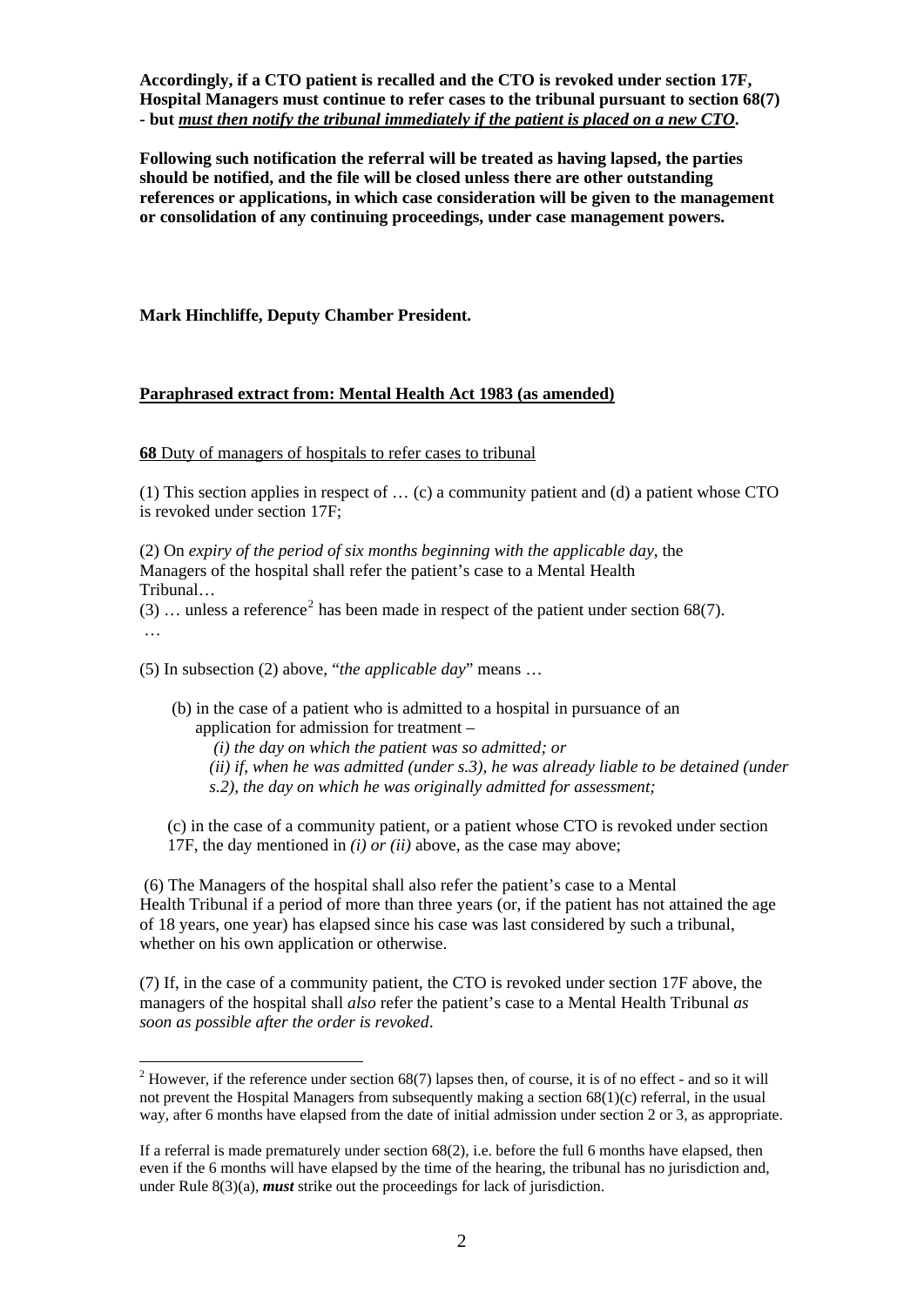**Accordingly, if a CTO patient is recalled and the CTO is revoked under section 17F, Hospital Managers must continue to refer cases to the tribunal pursuant to section 68(7) - but _must then notify the tribunal immediately if the patient is placed on a new CTO_.**

**Following such notification the referral will be treated as having lapsed, the parties should be notified, and the file will be closed unless there are other outstanding references or applications, in which case consideration will be given to the management or consolidation of any continuing proceedings, under case management powers.**

**Mark Hinchliffe, Deputy Chamber President.**

## Paraphrased extract from: Mental Health Act 1983 (as amended)

**68** Duty of managers of hospitals to refer cases to tribunal

(1) This section applies in respect of … (c) a community patient and (d) a patient whose CTO is revoked under section 17F;

(2) On *expiry of the period of six months beginning with the applicable day*, the Managers of the hospital shall refer the patient's case to a Mental Health Tribunal…

(3) … unless a reference[2] has been made in respect of the patient under section 68(7).

…

(5) In subsection (2) above, "*the applicable day*" means …

(b) in the case of a patient who is admitted to a hospital in pursuance of an application for admission for treatment –

*(i) the day on which the patient was so admitted; or*

*(ii) if, when he was admitted (under s.3), he was already liable to be detained (under s.2), the day on which he was originally admitted for assessment;*

(c) in the case of a community patient, or a patient whose CTO is revoked under section 17F, the day mentioned in *(i) or (ii)* above, as the case may above;

(6) The Managers of the hospital shall also refer the patient's case to a Mental Health Tribunal if a period of more than three years (or, if the patient has not attained the age of 18 years, one year) has elapsed since his case was last considered by such a tribunal, whether on his own application or otherwise.

(7) If, in the case of a community patient, the CTO is revoked under section 17F above, the managers of the hospital shall *also* refer the patient's case to a Mental Health Tribunal *as soon as possible after the order is revoked*.

---

[2] However, if the reference under section 68(7) lapses then, of course, it is of no effect - and so it will not prevent the Hospital Managers from subsequently making a section 68(1)(c) referral, in the usual way, after 6 months have elapsed from the date of initial admission under section 2 or 3, as appropriate.

If a referral is made prematurely under section 68(2), i.e. before the full 6 months have elapsed, then even if the 6 months will have elapsed by the time of the hearing, the tribunal has no jurisdiction and, under Rule 8(3)(a), ***must*** strike out the proceedings for lack of jurisdiction.